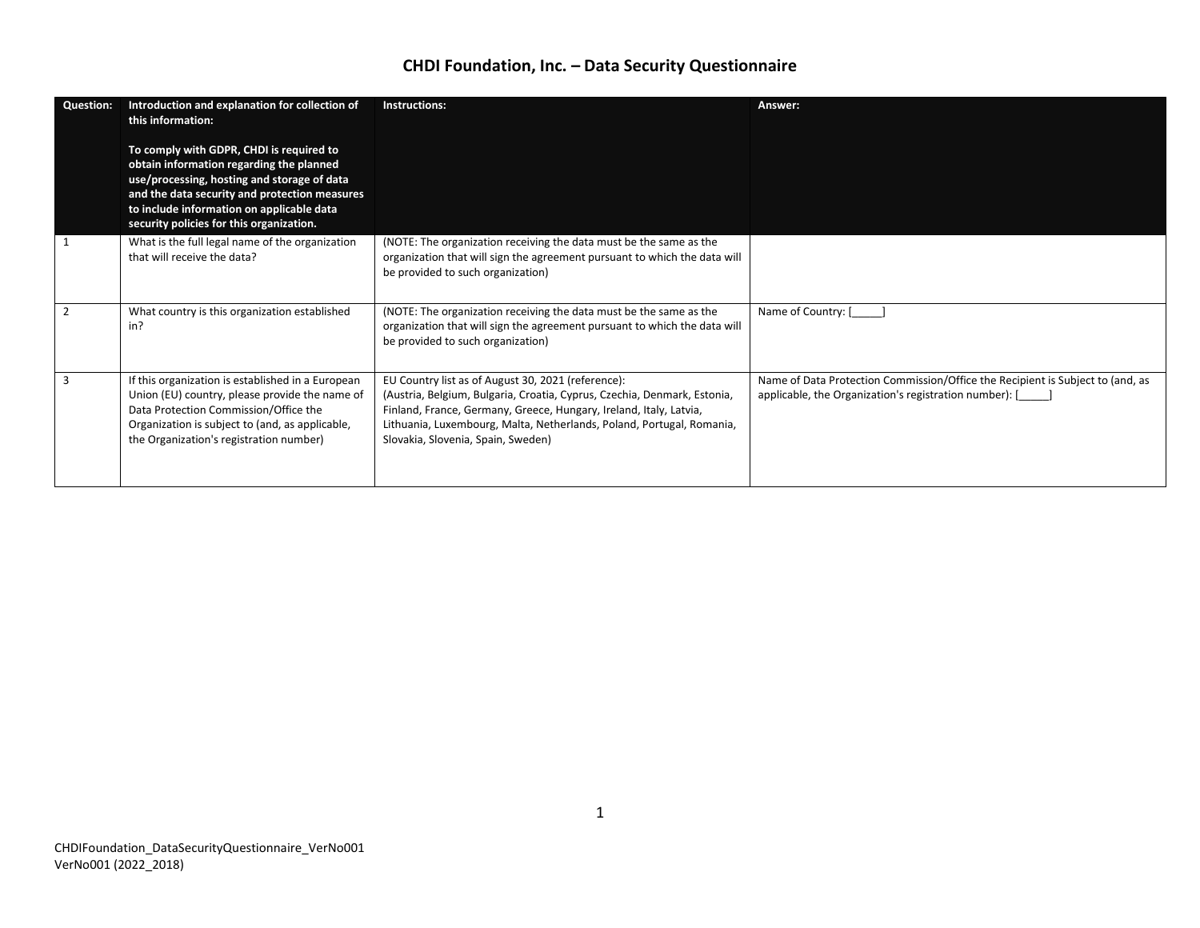# CHDI Foundation, Inc. – Data Security Questionnaire

| Question: | Introduction and explanation for collection of this information: **To comply with GDPR, CHDI is required to obtain information regarding the planned use/processing, hosting and storage of data and the data security and protection measures to include information on applicable data security policies for this organization.** | Instructions: | Answer: |
|---|---|---|---|
| 1 | What is the full legal name of the organization that will receive the data? | (NOTE: The organization receiving the data must be the same as the organization that will sign the agreement pursuant to which the data will be provided to such organization) | |
| 2 | What country is this organization established in? | (NOTE: The organization receiving the data must be the same as the organization that will sign the agreement pursuant to which the data will be provided to such organization) | Name of Country: [_____] |
| 3 | If this organization is established in a European Union (EU) country, please provide the name of Data Protection Commission/Office the Organization is subject to (and, as applicable, the Organization's registration number) | EU Country list as of August 30, 2021 (reference): (Austria, Belgium, Bulgaria, Croatia, Cyprus, Czechia, Denmark, Estonia, Finland, France, Germany, Greece, Hungary, Ireland, Italy, Latvia, Lithuania, Luxembourg, Malta, Netherlands, Poland, Portugal, Romania, Slovakia, Slovenia, Spain, Sweden) | Name of Data Protection Commission/Office the Recipient is Subject to (and, as applicable, the Organization's registration number): [_____] |

CHDIFoundation_DataSecurityQuestionnaire_VerNo001
VerNo001 (2022_2018)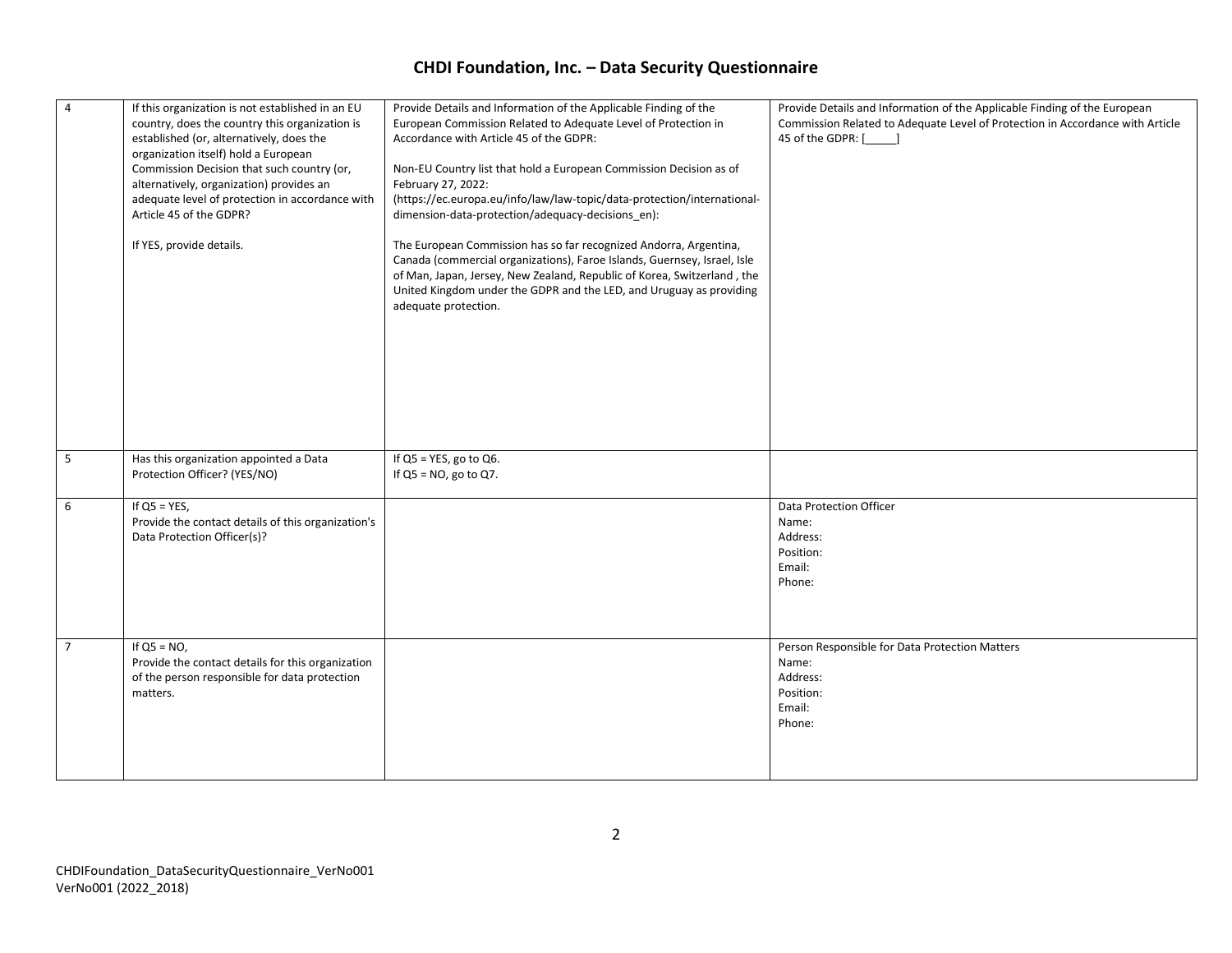| 4 | If this organization is not established in an EU country, does the country this organization is established (or, alternatively, does the organization itself) hold a European Commission Decision that such country (or, alternatively, organization) provides an adequate level of protection in accordance with Article 45 of the GDPR?<br><br>If YES, provide details. | Provide Details and Information of the Applicable Finding of the European Commission Related to Adequate Level of Protection in Accordance with Article 45 of the GDPR:<br><br>Non-EU Country list that hold a European Commission Decision as of February 27, 2022: (https://ec.europa.eu/info/law/law-topic/data-protection/international-dimension-data-protection/adequacy-decisions_en):<br><br>The European Commission has so far recognized Andorra, Argentina, Canada (commercial organizations), Faroe Islands, Guernsey, Israel, Isle of Man, Japan, Jersey, New Zealand, Republic of Korea, Switzerland , the United Kingdom under the GDPR and the LED, and Uruguay as providing adequate protection. | Provide Details and Information of the Applicable Finding of the European Commission Related to Adequate Level of Protection in Accordance with Article 45 of the GDPR: [_____] |
|---|---|---|---|
| 5 | Has this organization appointed a Data Protection Officer? (YES/NO) | If Q5 = YES, go to Q6.<br>If Q5 = NO, go to Q7. | |
| 6 | If Q5 = YES,<br>Provide the contact details of this organization's Data Protection Officer(s)? | | Data Protection Officer<br>Name:<br>Address:<br>Position:<br>Email:<br>Phone: |
| 7 | If Q5 = NO,<br>Provide the contact details for this organization of the person responsible for data protection matters. | | Person Responsible for Data Protection Matters<br>Name:<br>Address:<br>Position:<br>Email:<br>Phone: |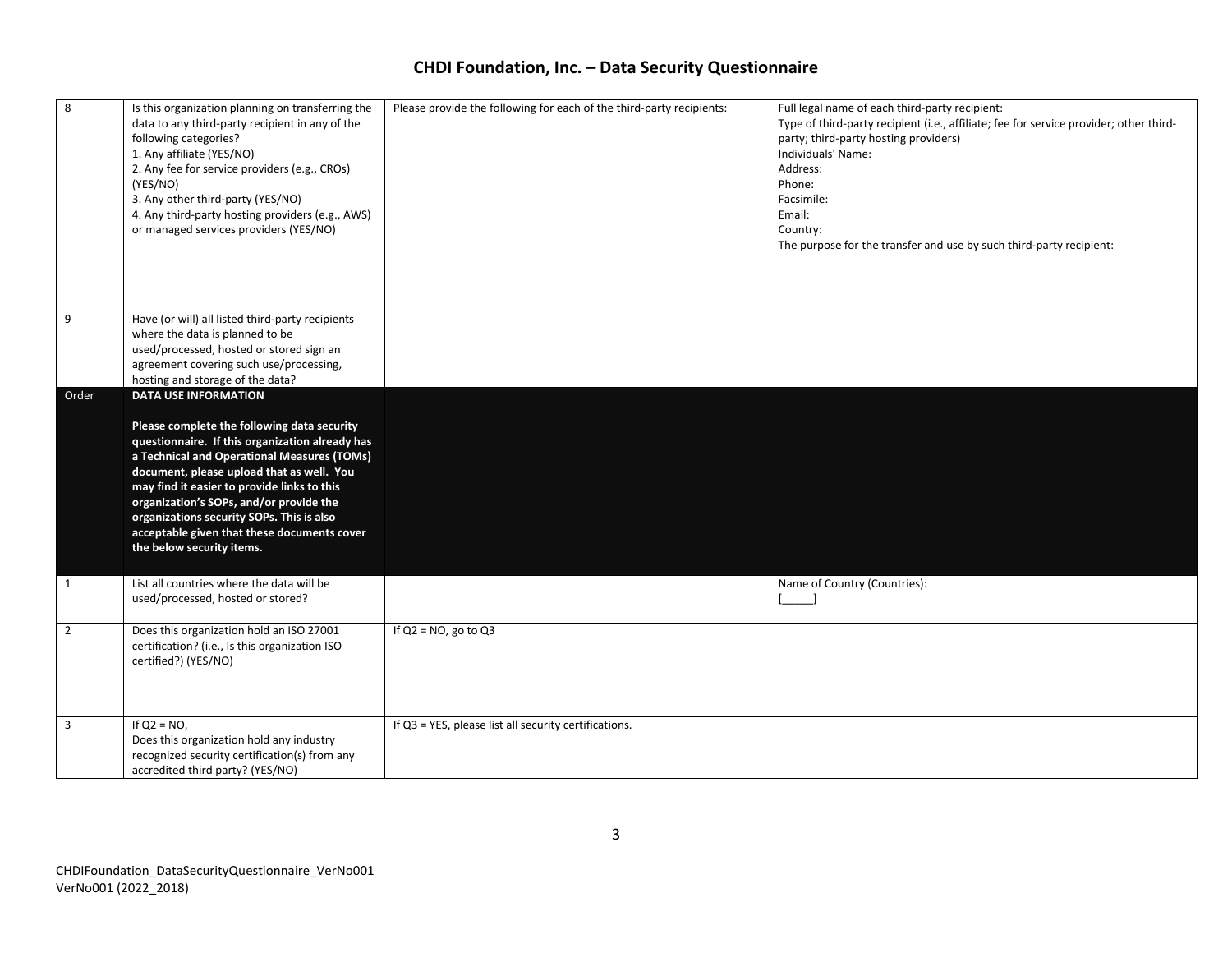# CHDI Foundation, Inc. – Data Security Questionnaire

| | | | |
|---|---|---|---|
| 8 | Is this organization planning on transferring the data to any third-party recipient in any of the following categories?<br>1. Any affiliate (YES/NO)<br>2. Any fee for service providers (e.g., CROs) (YES/NO)<br>3. Any other third-party (YES/NO)<br>4. Any third-party hosting providers (e.g., AWS) or managed services providers (YES/NO) | Please provide the following for each of the third-party recipients: | Full legal name of each third-party recipient:<br>Type of third-party recipient (i.e., affiliate; fee for service provider; other third-party; third-party hosting providers)<br>Individuals' Name:<br>Address:<br>Phone:<br>Facsimile:<br>Email:<br>Country:<br>The purpose for the transfer and use by such third-party recipient: |
| 9 | Have (or will) all listed third-party recipients where the data is planned to be used/processed, hosted or stored sign an agreement covering such use/processing, hosting and storage of the data? | | |
| Order | **DATA USE INFORMATION**<br><br>**Please complete the following data security questionnaire. If this organization already has a Technical and Operational Measures (TOMs) document, please upload that as well. You may find it easier to provide links to this organization's SOPs, and/or provide the organizations security SOPs. This is also acceptable given that these documents cover the below security items.** | | |
| 1 | List all countries where the data will be used/processed, hosted or stored? | | Name of Country (Countries):<br>[_____] |
| 2 | Does this organization hold an ISO 27001 certification? (i.e., Is this organization ISO certified?) (YES/NO) | If Q2 = NO, go to Q3 | |
| 3 | If Q2 = NO,<br>Does this organization hold any industry recognized security certification(s) from any accredited third party? (YES/NO) | If Q3 = YES, please list all security certifications. | |

CHDIFoundation_DataSecurityQuestionnaire_VerNo001
VerNo001 (2022_2018)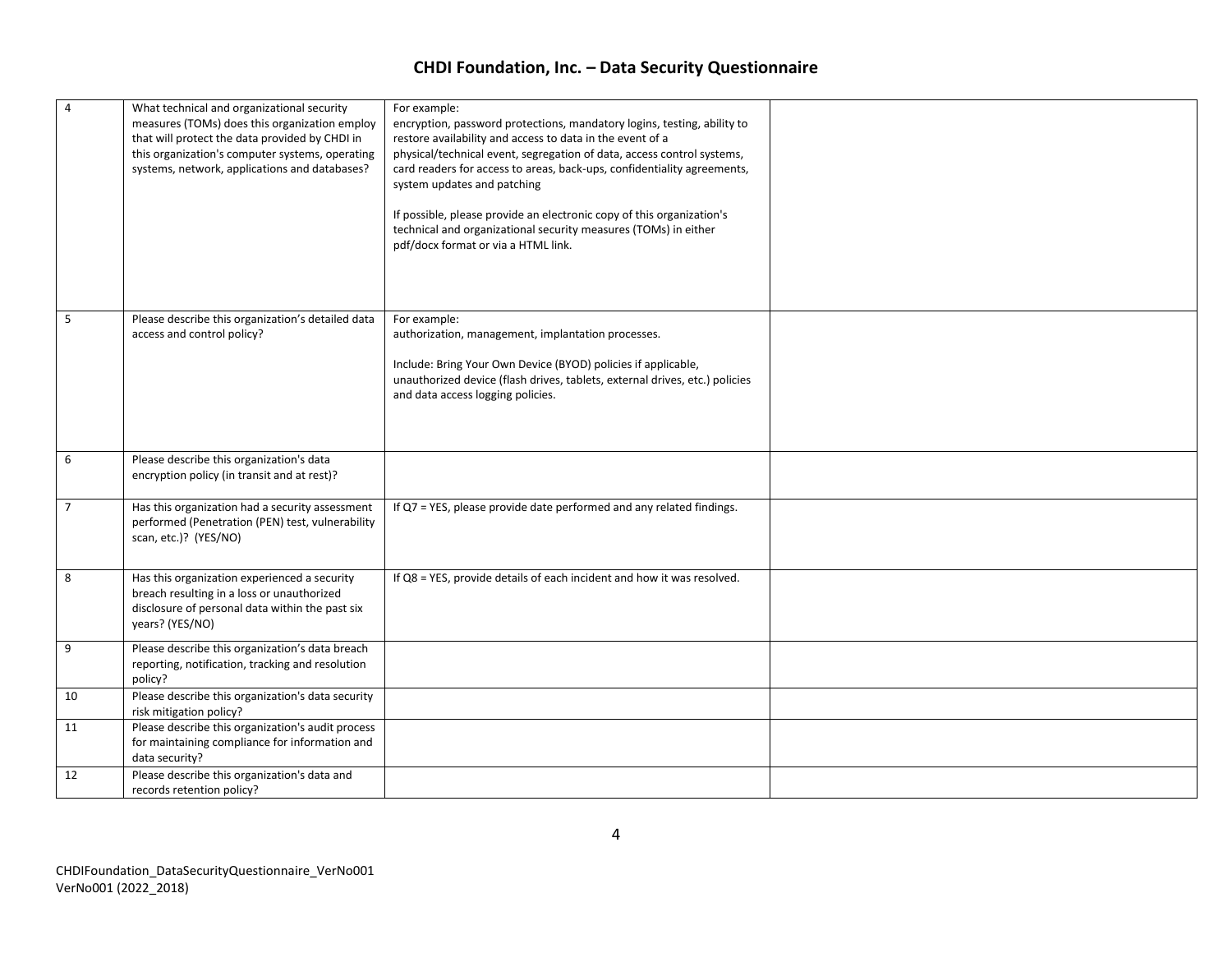# CHDI Foundation, Inc. – Data Security Questionnaire

| | | | |
|---|---|---|---|
| 4 | What technical and organizational security measures (TOMs) does this organization employ that will protect the data provided by CHDI in this organization's computer systems, operating systems, network, applications and databases? | For example:<br>encryption, password protections, mandatory logins, testing, ability to restore availability and access to data in the event of a physical/technical event, segregation of data, access control systems, card readers for access to areas, back-ups, confidentiality agreements, system updates and patching<br><br>If possible, please provide an electronic copy of this organization's technical and organizational security measures (TOMs) in either pdf/docx format or via a HTML link. | |
| 5 | Please describe this organization's detailed data access and control policy? | For example:<br>authorization, management, implantation processes.<br><br>Include: Bring Your Own Device (BYOD) policies if applicable, unauthorized device (flash drives, tablets, external drives, etc.) policies and data access logging policies. | |
| 6 | Please describe this organization's data encryption policy (in transit and at rest)? | | |
| 7 | Has this organization had a security assessment performed (Penetration (PEN) test, vulnerability scan, etc.)? (YES/NO) | If Q7 = YES, please provide date performed and any related findings. | |
| 8 | Has this organization experienced a security breach resulting in a loss or unauthorized disclosure of personal data within the past six years? (YES/NO) | If Q8 = YES, provide details of each incident and how it was resolved. | |
| 9 | Please describe this organization's data breach reporting, notification, tracking and resolution policy? | | |
| 10 | Please describe this organization's data security risk mitigation policy? | | |
| 11 | Please describe this organization's audit process for maintaining compliance for information and data security? | | |
| 12 | Please describe this organization's data and records retention policy? | | |

CHDIFoundation_DataSecurityQuestionnaire_VerNo001
VerNo001 (2022_2018)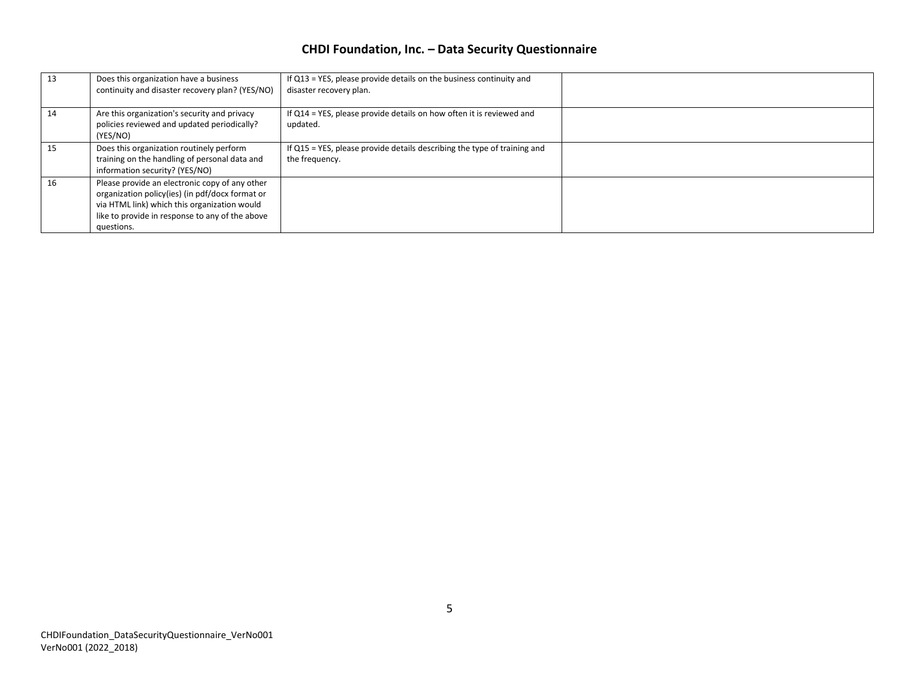| | | | |
|---|---|---|---|
| 13 | Does this organization have a business continuity and disaster recovery plan? (YES/NO) | If Q13 = YES, please provide details on the business continuity and disaster recovery plan. | |
| 14 | Are this organization's security and privacy policies reviewed and updated periodically? (YES/NO) | If Q14 = YES, please provide details on how often it is reviewed and updated. | |
| 15 | Does this organization routinely perform training on the handling of personal data and information security? (YES/NO) | If Q15 = YES, please provide details describing the type of training and the frequency. | |
| 16 | Please provide an electronic copy of any other organization policy(ies) (in pdf/docx format or via HTML link) which this organization would like to provide in response to any of the above questions. | | |